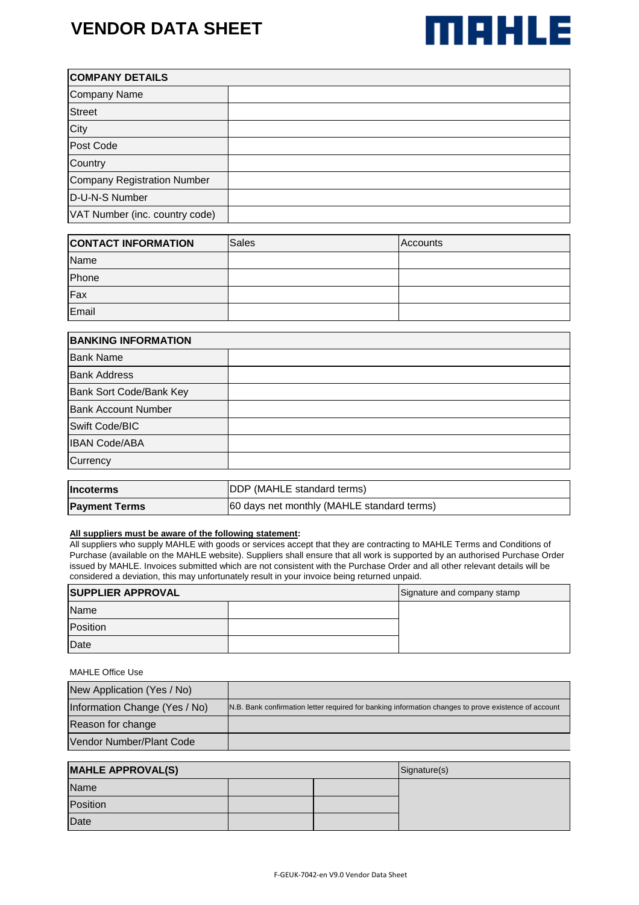# VENDOR DATA SHEET

MAHLE

| COMPANY DETAILS | |
|---|---|
| Company Name | |
| Street | |
| City | |
| Post Code | |
| Country | |
| Company Registration Number | |
| D-U-N-S Number | |
| VAT Number (inc. country code) | |

| CONTACT INFORMATION | Sales | Accounts |
|---|---|---|
| Name | | |
| Phone | | |
| Fax | | |
| Email | | |

| BANKING INFORMATION | |
|---|---|
| Bank Name | |
| Bank Address | |
| Bank Sort Code/Bank Key | |
| Bank Account Number | |
| Swift Code/BIC | |
| IBAN Code/ABA | |
| Currency | |

| **Incoterms** | DDP (MAHLE standard terms) |
|---|---|
| **Payment Terms** | 60 days net monthly (MAHLE standard terms) |

**All suppliers must be aware of the following statement:**

All suppliers who supply MAHLE with goods or services accept that they are contracting to MAHLE Terms and Conditions of Purchase (available on the MAHLE website). Suppliers shall ensure that all work is supported by an authorised Purchase Order issued by MAHLE. Invoices submitted which are not consistent with the Purchase Order and all other relevant details will be considered a deviation, this may unfortunately result in your invoice being returned unpaid.

| SUPPLIER APPROVAL | | Signature and company stamp |
|---|---|---|
| Name | | |
| Position | | |
| Date | | |

MAHLE Office Use

| New Application (Yes / No) | |
|---|---|
| Information Change (Yes / No) | N.B. Bank confirmation letter required for banking information changes to prove existence of account |
| Reason for change | |
| Vendor Number/Plant Code | |

| MAHLE APPROVAL(S) | | | Signature(s) |
|---|---|---|---|
| Name | | | |
| Position | | | |
| Date | | | |

F-GEUK-7042-en V9.0 Vendor Data Sheet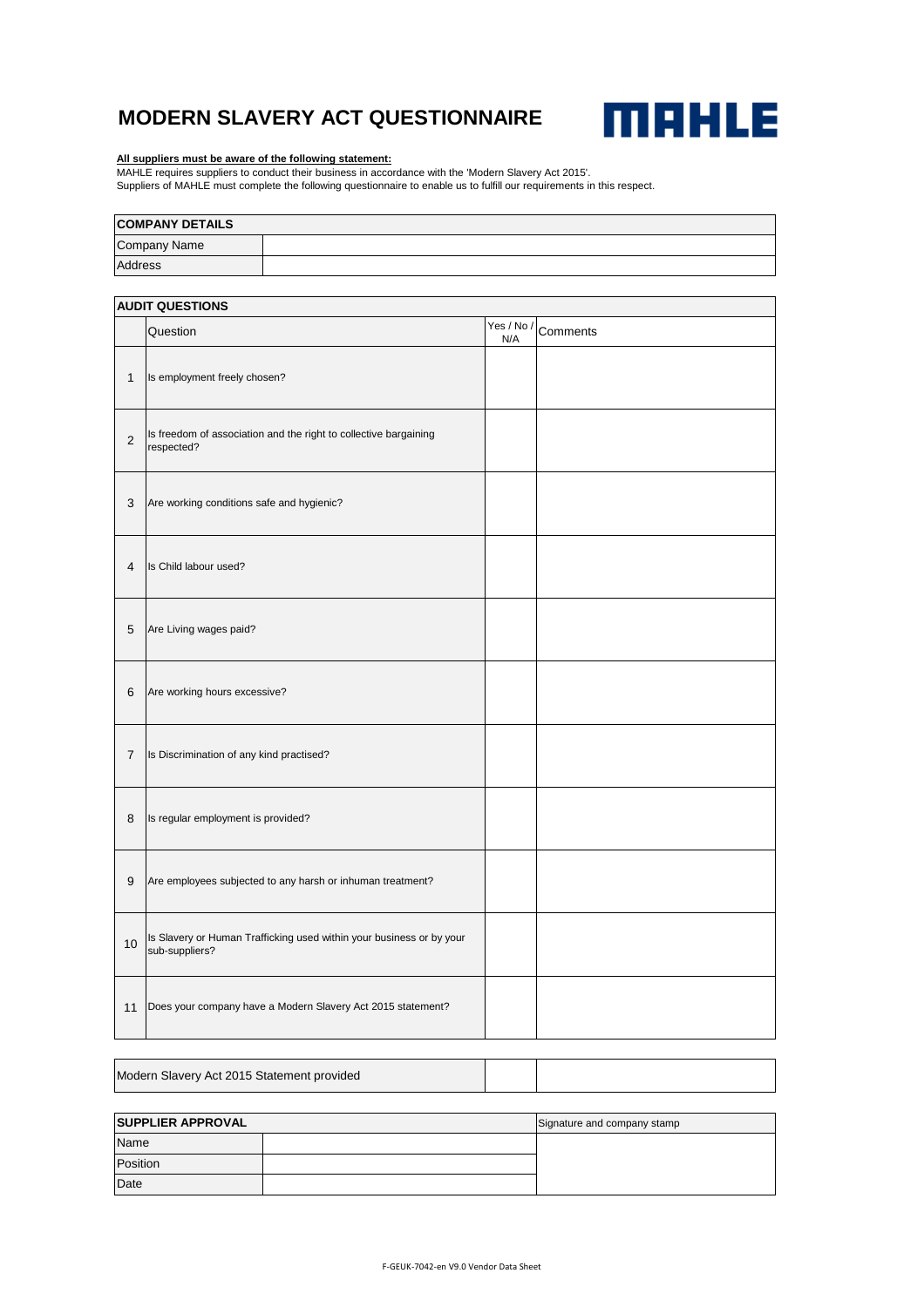# MODERN SLAVERY ACT QUESTIONNAIRE

MAHLE

**All suppliers must be aware of the following statement:**

MAHLE requires suppliers to conduct their business in accordance with the 'Modern Slavery Act 2015'.
Suppliers of MAHLE must complete the following questionnaire to enable us to fulfill our requirements in this respect.

| **COMPANY DETAILS** | |
|---|---|
| Company Name | |
| Address | |

| **AUDIT QUESTIONS** | | | |
|---|---|---|---|
| | Question | Yes / No / N/A | Comments |
| 1 | Is employment freely chosen? | | |
| 2 | Is freedom of association and the right to collective bargaining respected? | | |
| 3 | Are working conditions safe and hygienic? | | |
| 4 | Is Child labour used? | | |
| 5 | Are Living wages paid? | | |
| 6 | Are working hours excessive? | | |
| 7 | Is Discrimination of any kind practised? | | |
| 8 | Is regular employment is provided? | | |
| 9 | Are employees subjected to any harsh or inhuman treatment? | | |
| 10 | Is Slavery or Human Trafficking used within your business or by your sub-suppliers? | | |
| 11 | Does your company have a Modern Slavery Act 2015 statement? | | |

| | | |
|---|---|---|
| Modern Slavery Act 2015 Statement provided | | |

| **SUPPLIER APPROVAL** | | Signature and company stamp |
|---|---|---|
| Name | | |
| Position | | |
| Date | | |

F-GEUK-7042-en V9.0 Vendor Data Sheet